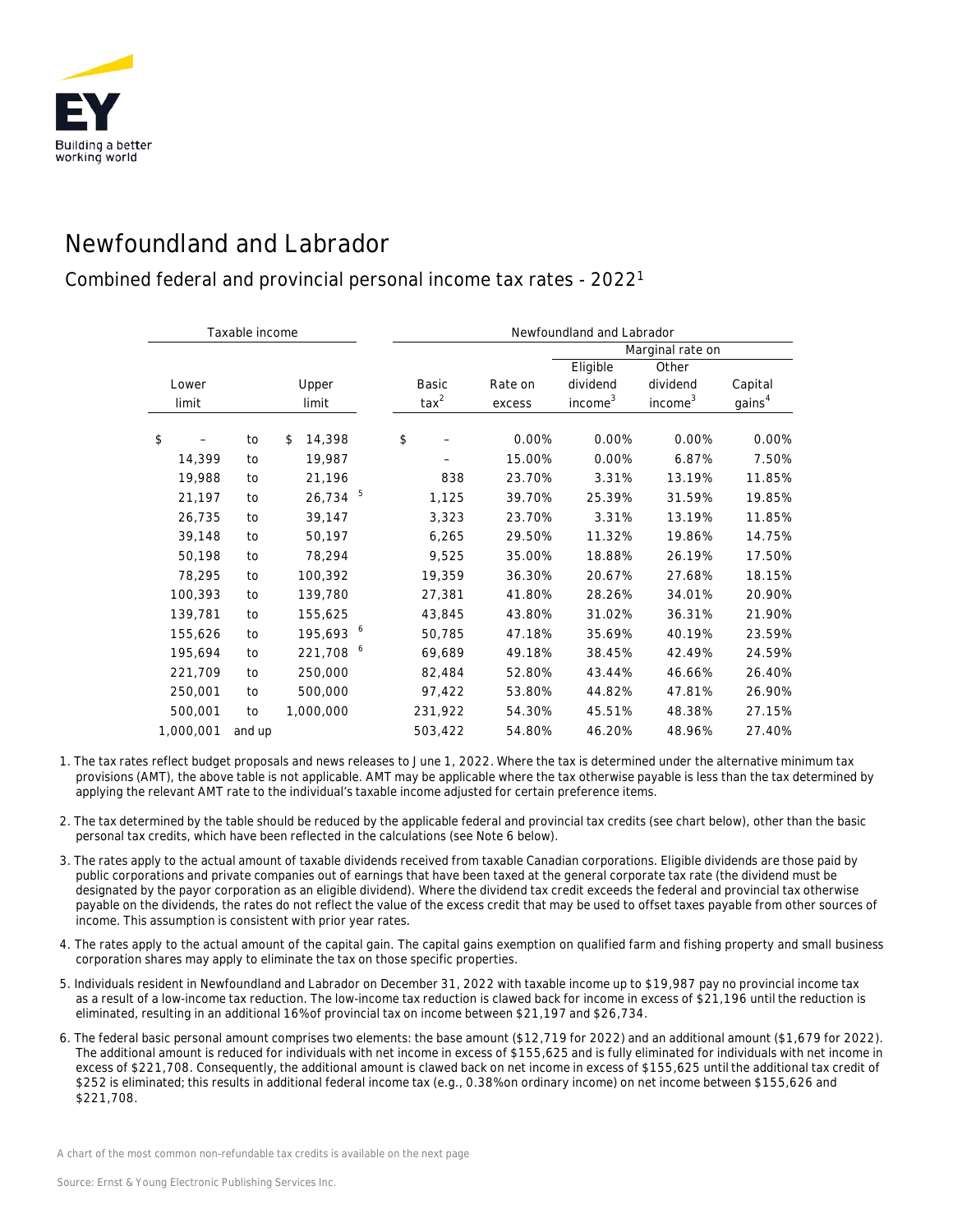# Newfoundland and Labrador

## Combined federal and provincial personal income tax rates - 2022[1]

| Taxable income | | | Newfoundland and Labrador | | | | |
|---|---|---|---|---|---|---|---|
| | | | | | Marginal rate on | | |
| Lower limit | | Upper limit | Basic tax[2] | Rate on excess | Eligible dividend income[3] | Other dividend income[3] | Capital gains[4] |
| $ – | to | $ 14,398 | $ – | 0.00% | 0.00% | 0.00% | 0.00% |
| 14,399 | to | 19,987 | – | 15.00% | 0.00% | 6.87% | 7.50% |
| 19,988 | to | 21,196 | 838 | 23.70% | 3.31% | 13.19% | 11.85% |
| 21,197 | to | 26,734 [5] | 1,125 | 39.70% | 25.39% | 31.59% | 19.85% |
| 26,735 | to | 39,147 | 3,323 | 23.70% | 3.31% | 13.19% | 11.85% |
| 39,148 | to | 50,197 | 6,265 | 29.50% | 11.32% | 19.86% | 14.75% |
| 50,198 | to | 78,294 | 9,525 | 35.00% | 18.88% | 26.19% | 17.50% |
| 78,295 | to | 100,392 | 19,359 | 36.30% | 20.67% | 27.68% | 18.15% |
| 100,393 | to | 139,780 | 27,381 | 41.80% | 28.26% | 34.01% | 20.90% |
| 139,781 | to | 155,625 | 43,845 | 43.80% | 31.02% | 36.31% | 21.90% |
| 155,626 | to | 195,693 [6] | 50,785 | 47.18% | 35.69% | 40.19% | 23.59% |
| 195,694 | to | 221,708 [6] | 69,689 | 49.18% | 38.45% | 42.49% | 24.59% |
| 221,709 | to | 250,000 | 82,484 | 52.80% | 43.44% | 46.66% | 26.40% |
| 250,001 | to | 500,000 | 97,422 | 53.80% | 44.82% | 47.81% | 26.90% |
| 500,001 | to | 1,000,000 | 231,922 | 54.30% | 45.51% | 48.38% | 27.15% |
| 1,000,001 | and up | | 503,422 | 54.80% | 46.20% | 48.96% | 27.40% |

1. The tax rates reflect budget proposals and news releases to June 1, 2022. Where the tax is determined under the alternative minimum tax provisions (AMT), the above table is not applicable. AMT may be applicable where the tax otherwise payable is less than the tax determined by applying the relevant AMT rate to the individual's taxable income adjusted for certain preference items.

2. The tax determined by the table should be reduced by the applicable federal and provincial tax credits (see chart below), other than the basic personal tax credits, which have been reflected in the calculations (see Note 6 below).

3. The rates apply to the actual amount of taxable dividends received from taxable Canadian corporations. Eligible dividends are those paid by public corporations and private companies out of earnings that have been taxed at the general corporate tax rate (the dividend must be designated by the payor corporation as an eligible dividend). Where the dividend tax credit exceeds the federal and provincial tax otherwise payable on the dividends, the rates do not reflect the value of the excess credit that may be used to offset taxes payable from other sources of income. This assumption is consistent with prior year rates.

4. The rates apply to the actual amount of the capital gain. The capital gains exemption on qualified farm and fishing property and small business corporation shares may apply to eliminate the tax on those specific properties.

5. Individuals resident in Newfoundland and Labrador on December 31, 2022 with taxable income up to $19,987 pay no provincial income tax as a result of a low-income tax reduction. The low-income tax reduction is clawed back for income in excess of $21,196 until the reduction is eliminated, resulting in an additional 16% of provincial tax on income between $21,197 and $26,734.

6. The federal basic personal amount comprises two elements: the base amount ($12,719 for 2022) and an additional amount ($1,679 for 2022). The additional amount is reduced for individuals with net income in excess of $155,625 and is fully eliminated for individuals with net income in excess of $221,708. Consequently, the additional amount is clawed back on net income in excess of $155,625 until the additional tax credit of $252 is eliminated; this results in additional federal income tax (e.g., 0.38% on ordinary income) on net income between $155,626 and $221,708.

A chart of the most common non-refundable tax credits is available on the next page

Source: Ernst & Young Electronic Publishing Services Inc.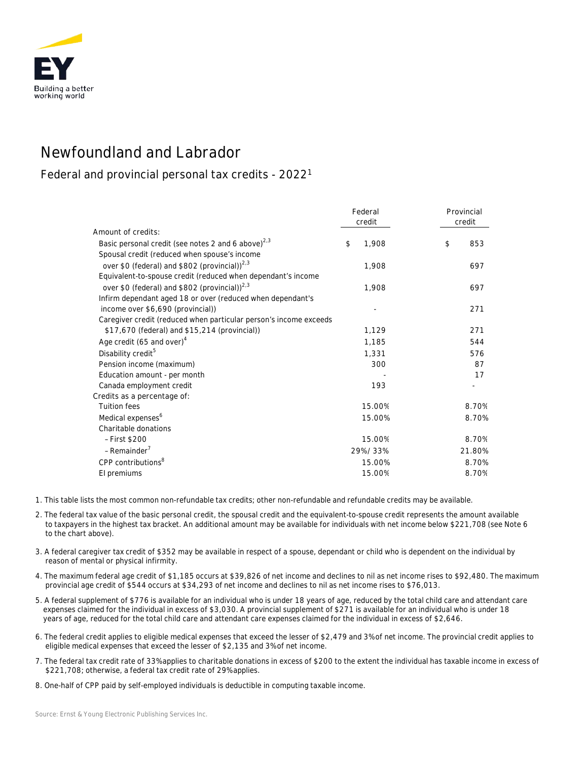# Newfoundland and Labrador

## Federal and provincial personal tax credits - 2022[1]

| | Federal credit | Provincial credit |
|---|---|---|
| Amount of credits: | | |
| Basic personal credit (see notes 2 and 6 above)[2,3] | $ 1,908 | $ 853 |
| Spousal credit (reduced when spouse's income over $0 (federal) and $802 (provincial))[2,3] | 1,908 | 697 |
| Equivalent-to-spouse credit (reduced when dependant's income over $0 (federal) and $802 (provincial))[2,3] | 1,908 | 697 |
| Infirm dependant aged 18 or over (reduced when dependant's income over $6,690 (provincial)) | - | 271 |
| Caregiver credit (reduced when particular person's income exceeds $17,670 (federal) and $15,214 (provincial)) | 1,129 | 271 |
| Age credit (65 and over)[4] | 1,185 | 544 |
| Disability credit[5] | 1,331 | 576 |
| Pension income (maximum) | 300 | 87 |
| Education amount - per month | - | 17 |
| Canada employment credit | 193 | - |
| Credits as a percentage of: | | |
| Tuition fees | 15.00% | 8.70% |
| Medical expenses[6] | 15.00% | 8.70% |
| Charitable donations | | |
| – First $200 | 15.00% | 8.70% |
| – Remainder[7] | 29%/ 33% | 21.80% |
| CPP contributions[8] | 15.00% | 8.70% |
| EI premiums | 15.00% | 8.70% |

1. This table lists the most common non-refundable tax credits; other non-refundable and refundable credits may be available.
2. The federal tax value of the basic personal credit, the spousal credit and the equivalent-to-spouse credit represents the amount available to taxpayers in the highest tax bracket. An additional amount may be available for individuals with net income below $221,708 (see Note 6 to the chart above).
3. A federal caregiver tax credit of $352 may be available in respect of a spouse, dependant or child who is dependent on the individual by reason of mental or physical infirmity.
4. The maximum federal age credit of $1,185 occurs at $39,826 of net income and declines to nil as net income rises to $92,480. The maximum provincial age credit of $544 occurs at $34,293 of net income and declines to nil as net income rises to $76,013.
5. A federal supplement of $776 is available for an individual who is under 18 years of age, reduced by the total child care and attendant care expenses claimed for the individual in excess of $3,030. A provincial supplement of $271 is available for an individual who is under 18 years of age, reduced for the total child care and attendant care expenses claimed for the individual in excess of $2,646.
6. The federal credit applies to eligible medical expenses that exceed the lesser of $2,479 and 3% of net income. The provincial credit applies to eligible medical expenses that exceed the lesser of $2,135 and 3% of net income.
7. The federal tax credit rate of 33% applies to charitable donations in excess of $200 to the extent the individual has taxable income in excess of $221,708; otherwise, a federal tax credit rate of 29% applies.
8. One-half of CPP paid by self-employed individuals is deductible in computing taxable income.

Source: Ernst & Young Electronic Publishing Services Inc.